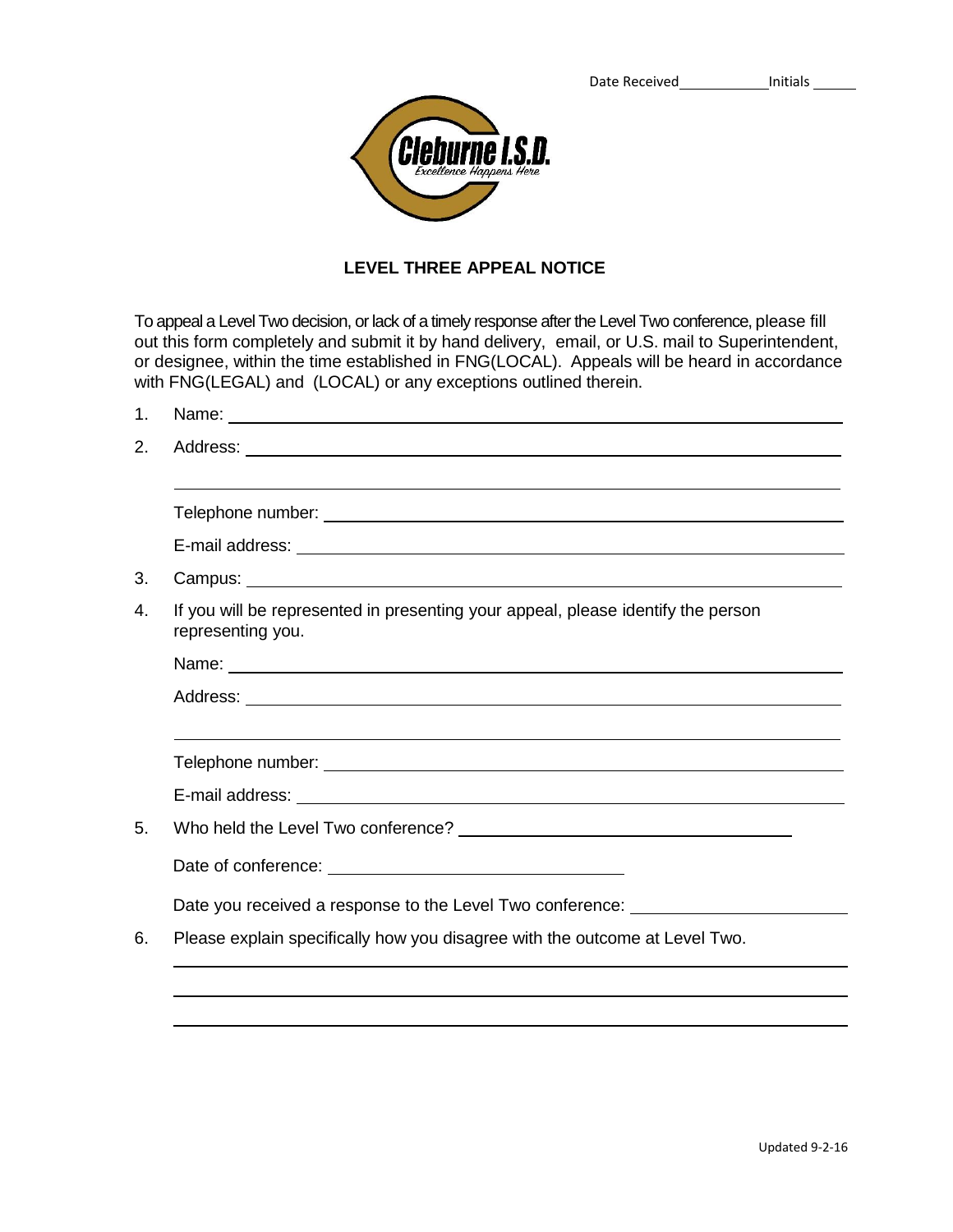Date Received__________ Initials _____

Cleburne I.S.D.
*Excellence Happens Here*

## LEVEL THREE APPEAL NOTICE

To appeal a Level Two decision, or lack of a timely response after the Level Two conference, please fill out this form completely and submit it by hand delivery, email, or U.S. mail to Superintendent, or designee, within the time established in FNG(LOCAL). Appeals will be heard in accordance with FNG(LEGAL) and (LOCAL) or any exceptions outlined therein.

1. Name: ______________________________________________

2. Address: ______________________________________________

   ______________________________________________

   Telephone number: ______________________________________________

   E-mail address: ______________________________________________

3. Campus: ______________________________________________

4. If you will be represented in presenting your appeal, please identify the person representing you.

   Name: ______________________________________________

   Address: ______________________________________________

   ______________________________________________

   Telephone number: ______________________________________________

   E-mail address: ______________________________________________

5. Who held the Level Two conference? ______________________________

   Date of conference: ______________________________

   Date you received a response to the Level Two conference: ______________________

6. Please explain specifically how you disagree with the outcome at Level Two.

   ______________________________________________

   ______________________________________________

   ______________________________________________

Updated 9-2-16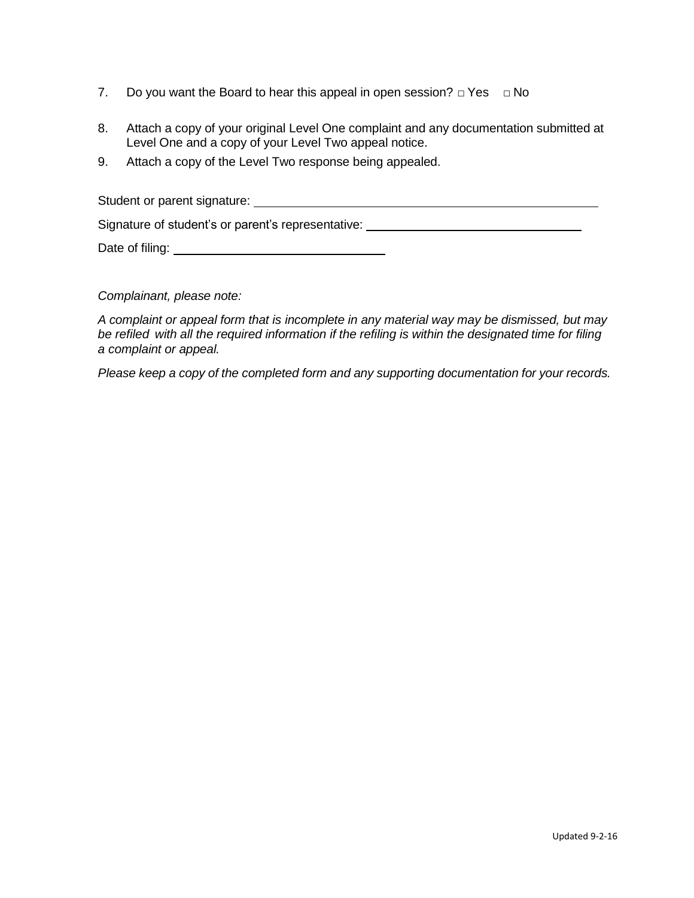7. Do you want the Board to hear this appeal in open session? □ Yes □ No

8. Attach a copy of your original Level One complaint and any documentation submitted at Level One and a copy of your Level Two appeal notice.

9. Attach a copy of the Level Two response being appealed.

Student or parent signature: ____________________________________________

Signature of student's or parent's representative: ______________________________

Date of filing: ______________________________

*Complainant, please note:*

*A complaint or appeal form that is incomplete in any material way may be dismissed, but may be refiled with all the required information if the refiling is within the designated time for filing a complaint or appeal.*

*Please keep a copy of the completed form and any supporting documentation for your records.*

Updated 9-2-16